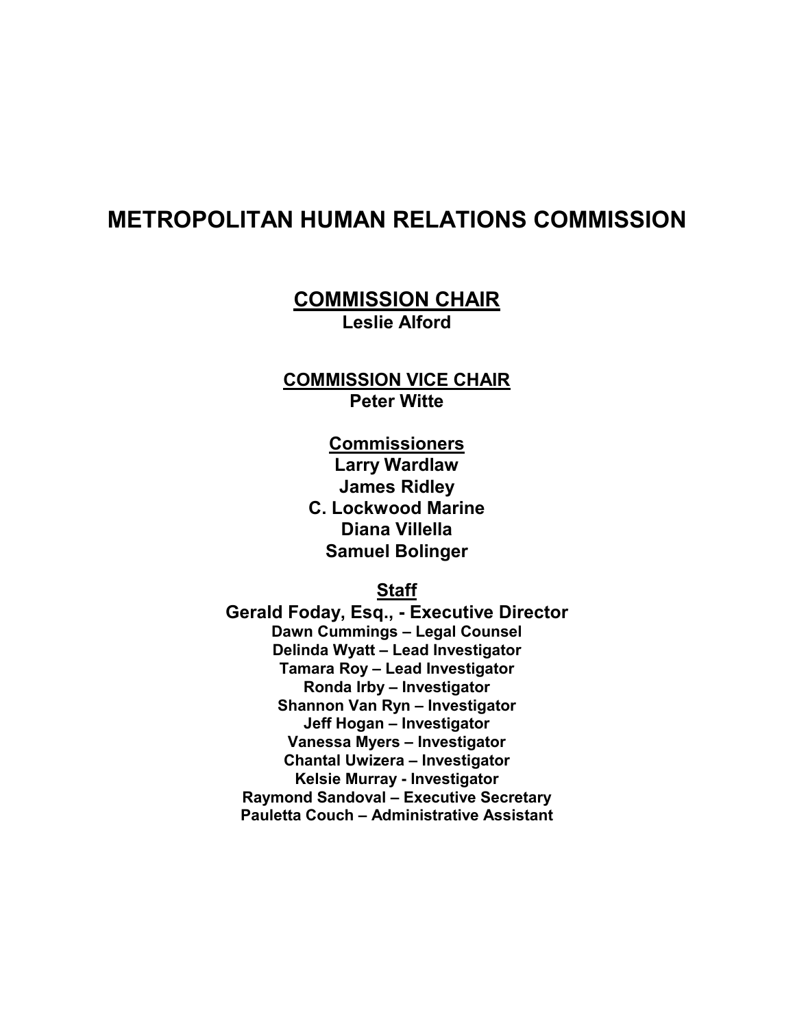# METROPOLITAN HUMAN RELATIONS COMMISSION

## COMMISSION CHAIR

**Leslie Alford**

### COMMISSION VICE CHAIR

**Peter Witte**

### Commissioners

**Larry Wardlaw**
**James Ridley**
**C. Lockwood Marine**
**Diana Villella**
**Samuel Bolinger**

### Staff

**Gerald Foday, Esq., - Executive Director**
**Dawn Cummings – Legal Counsel**
**Delinda Wyatt – Lead Investigator**
**Tamara Roy – Lead Investigator**
**Ronda Irby – Investigator**
**Shannon Van Ryn – Investigator**
**Jeff Hogan – Investigator**
**Vanessa Myers – Investigator**
**Chantal Uwizera – Investigator**
**Kelsie Murray - Investigator**
**Raymond Sandoval – Executive Secretary**
**Pauletta Couch – Administrative Assistant**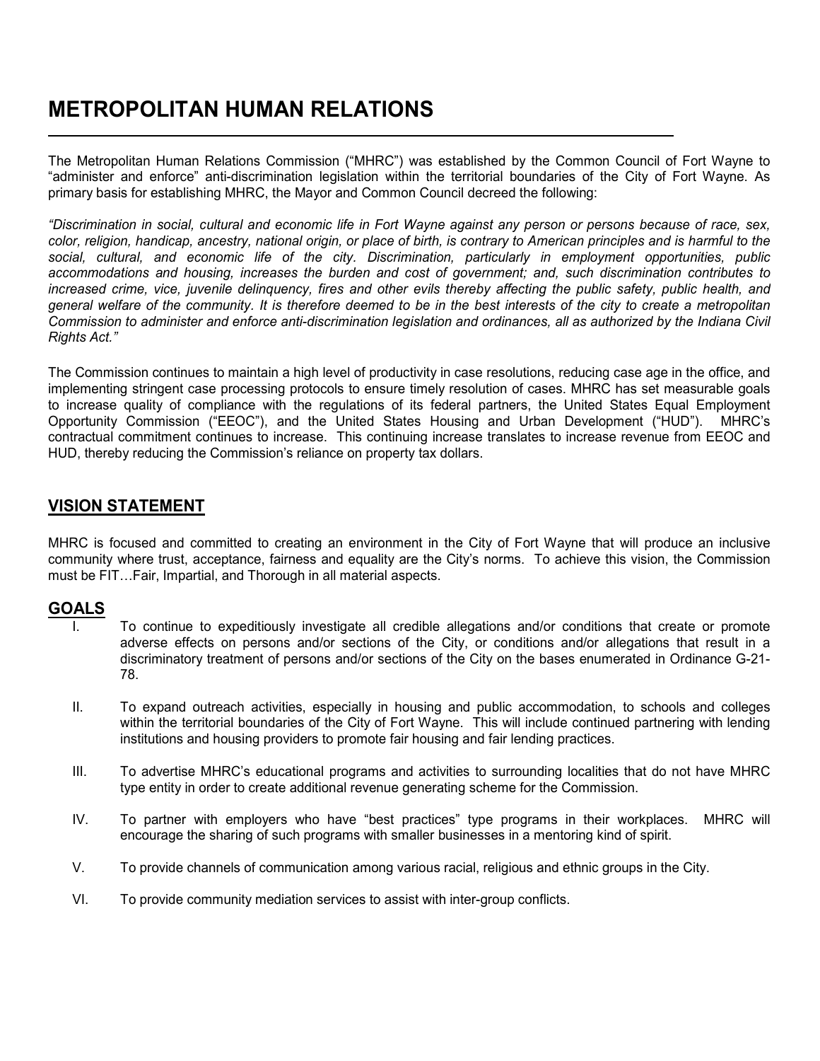# METROPOLITAN HUMAN RELATIONS

The Metropolitan Human Relations Commission ("MHRC") was established by the Common Council of Fort Wayne to "administer and enforce" anti-discrimination legislation within the territorial boundaries of the City of Fort Wayne. As primary basis for establishing MHRC, the Mayor and Common Council decreed the following:

*"Discrimination in social, cultural and economic life in Fort Wayne against any person or persons because of race, sex, color, religion, handicap, ancestry, national origin, or place of birth, is contrary to American principles and is harmful to the social, cultural, and economic life of the city. Discrimination, particularly in employment opportunities, public accommodations and housing, increases the burden and cost of government; and, such discrimination contributes to increased crime, vice, juvenile delinquency, fires and other evils thereby affecting the public safety, public health, and general welfare of the community. It is therefore deemed to be in the best interests of the city to create a metropolitan Commission to administer and enforce anti-discrimination legislation and ordinances, all as authorized by the Indiana Civil Rights Act."*

The Commission continues to maintain a high level of productivity in case resolutions, reducing case age in the office, and implementing stringent case processing protocols to ensure timely resolution of cases. MHRC has set measurable goals to increase quality of compliance with the regulations of its federal partners, the United States Equal Employment Opportunity Commission ("EEOC"), and the United States Housing and Urban Development ("HUD"). MHRC's contractual commitment continues to increase. This continuing increase translates to increase revenue from EEOC and HUD, thereby reducing the Commission's reliance on property tax dollars.

## VISION STATEMENT

MHRC is focused and committed to creating an environment in the City of Fort Wayne that will produce an inclusive community where trust, acceptance, fairness and equality are the City's norms. To achieve this vision, the Commission must be FIT…Fair, Impartial, and Thorough in all material aspects.

## GOALS

I. To continue to expeditiously investigate all credible allegations and/or conditions that create or promote adverse effects on persons and/or sections of the City, or conditions and/or allegations that result in a discriminatory treatment of persons and/or sections of the City on the bases enumerated in Ordinance G-21-78.

II. To expand outreach activities, especially in housing and public accommodation, to schools and colleges within the territorial boundaries of the City of Fort Wayne. This will include continued partnering with lending institutions and housing providers to promote fair housing and fair lending practices.

III. To advertise MHRC's educational programs and activities to surrounding localities that do not have MHRC type entity in order to create additional revenue generating scheme for the Commission.

IV. To partner with employers who have "best practices" type programs in their workplaces. MHRC will encourage the sharing of such programs with smaller businesses in a mentoring kind of spirit.

V. To provide channels of communication among various racial, religious and ethnic groups in the City.

VI. To provide community mediation services to assist with inter-group conflicts.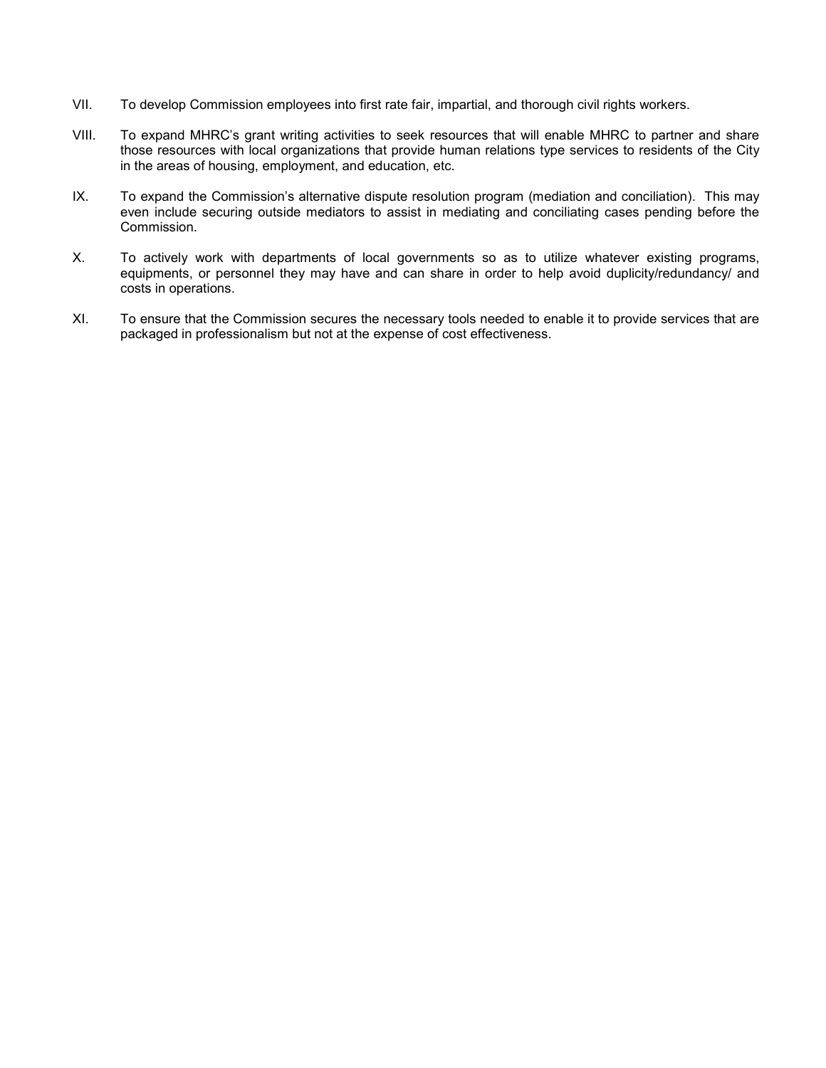VII. To develop Commission employees into first rate fair, impartial, and thorough civil rights workers.

VIII. To expand MHRC's grant writing activities to seek resources that will enable MHRC to partner and share those resources with local organizations that provide human relations type services to residents of the City in the areas of housing, employment, and education, etc.

IX. To expand the Commission's alternative dispute resolution program (mediation and conciliation). This may even include securing outside mediators to assist in mediating and conciliating cases pending before the Commission.

X. To actively work with departments of local governments so as to utilize whatever existing programs, equipments, or personnel they may have and can share in order to help avoid duplicity/redundancy/ and costs in operations.

XI. To ensure that the Commission secures the necessary tools needed to enable it to provide services that are packaged in professionalism but not at the expense of cost effectiveness.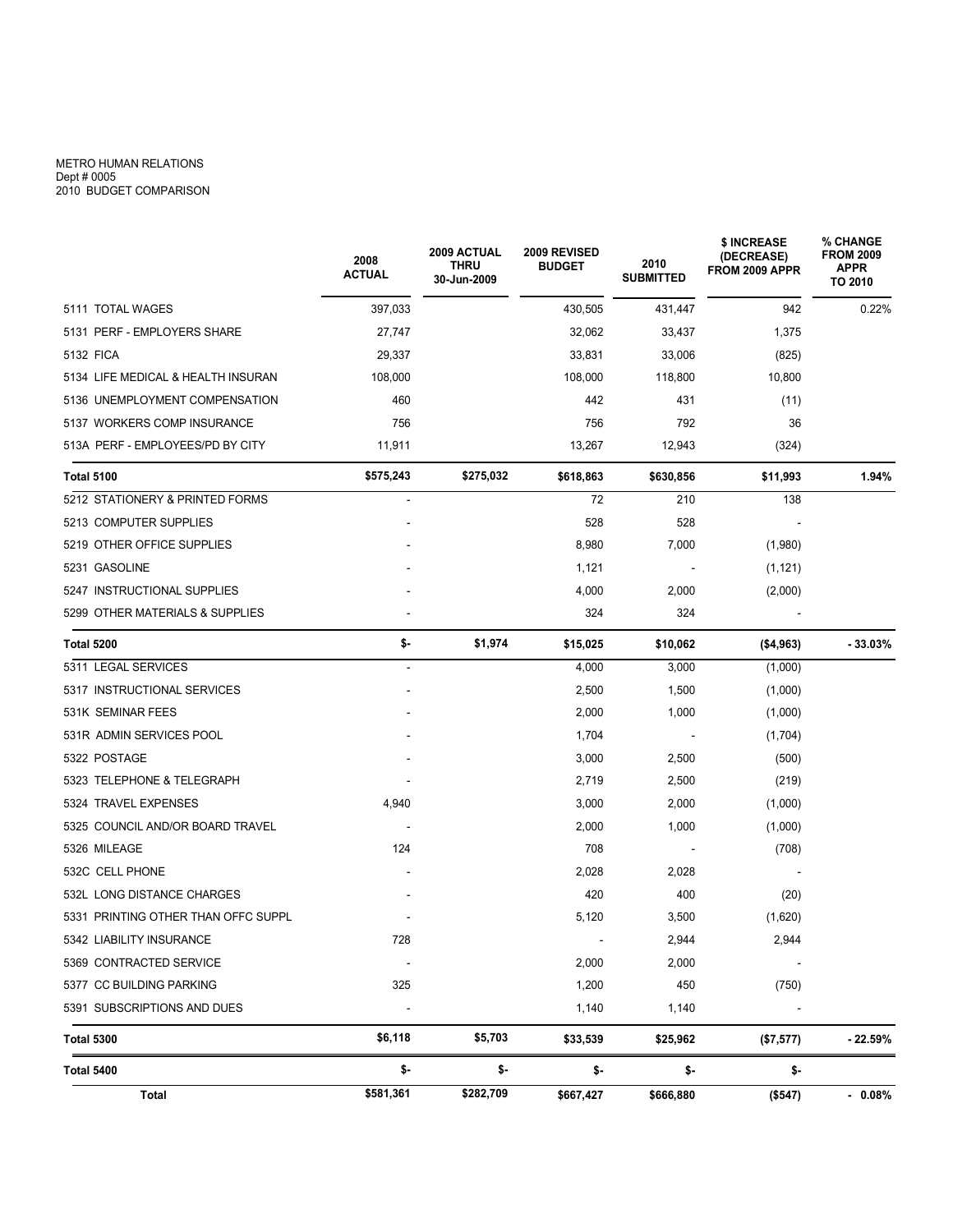METRO HUMAN RELATIONS
Dept # 0005
2010 BUDGET COMPARISON

| | 2008 ACTUAL | 2009 ACTUAL THRU 30-Jun-2009 | 2009 REVISED BUDGET | 2010 SUBMITTED | $ INCREASE (DECREASE) FROM 2009 APPR | % CHANGE FROM 2009 APPR TO 2010 |
|---|---|---|---|---|---|---|
| 5111 TOTAL WAGES | 397,033 | | 430,505 | 431,447 | 942 | 0.22% |
| 5131 PERF - EMPLOYERS SHARE | 27,747 | | 32,062 | 33,437 | 1,375 | |
| 5132 FICA | 29,337 | | 33,831 | 33,006 | (825) | |
| 5134 LIFE MEDICAL & HEALTH INSURAN | 108,000 | | 108,000 | 118,800 | 10,800 | |
| 5136 UNEMPLOYMENT COMPENSATION | 460 | | 442 | 431 | (11) | |
| 5137 WORKERS COMP INSURANCE | 756 | | 756 | 792 | 36 | |
| 513A PERF - EMPLOYEES/PD BY CITY | 11,911 | | 13,267 | 12,943 | (324) | |
| **Total 5100** | **$575,243** | **$275,032** | **$618,863** | **$630,856** | **$11,993** | **1.94%** |
| 5212 STATIONERY & PRINTED FORMS | - | | 72 | 210 | 138 | |
| 5213 COMPUTER SUPPLIES | - | | 528 | 528 | - | |
| 5219 OTHER OFFICE SUPPLIES | - | | 8,980 | 7,000 | (1,980) | |
| 5231 GASOLINE | - | | 1,121 | - | (1,121) | |
| 5247 INSTRUCTIONAL SUPPLIES | - | | 4,000 | 2,000 | (2,000) | |
| 5299 OTHER MATERIALS & SUPPLIES | - | | 324 | 324 | - | |
| **Total 5200** | **$-** | **$1,974** | **$15,025** | **$10,062** | **($4,963)** | **- 33.03%** |
| 5311 LEGAL SERVICES | - | | 4,000 | 3,000 | (1,000) | |
| 5317 INSTRUCTIONAL SERVICES | - | | 2,500 | 1,500 | (1,000) | |
| 531K SEMINAR FEES | - | | 2,000 | 1,000 | (1,000) | |
| 531R ADMIN SERVICES POOL | - | | 1,704 | - | (1,704) | |
| 5322 POSTAGE | - | | 3,000 | 2,500 | (500) | |
| 5323 TELEPHONE & TELEGRAPH | - | | 2,719 | 2,500 | (219) | |
| 5324 TRAVEL EXPENSES | 4,940 | | 3,000 | 2,000 | (1,000) | |
| 5325 COUNCIL AND/OR BOARD TRAVEL | - | | 2,000 | 1,000 | (1,000) | |
| 5326 MILEAGE | 124 | | 708 | - | (708) | |
| 532C CELL PHONE | - | | 2,028 | 2,028 | - | |
| 532L LONG DISTANCE CHARGES | - | | 420 | 400 | (20) | |
| 5331 PRINTING OTHER THAN OFFC SUPPL | - | | 5,120 | 3,500 | (1,620) | |
| 5342 LIABILITY INSURANCE | 728 | | - | 2,944 | 2,944 | |
| 5369 CONTRACTED SERVICE | - | | 2,000 | 2,000 | - | |
| 5377 CC BUILDING PARKING | 325 | | 1,200 | 450 | (750) | |
| 5391 SUBSCRIPTIONS AND DUES | - | | 1,140 | 1,140 | - | |
| **Total 5300** | **$6,118** | **$5,703** | **$33,539** | **$25,962** | **($7,577)** | **- 22.59%** |
| **Total 5400** | **$-** | **$-** | **$-** | **$-** | **$-** | |
| **Total** | **$581,361** | **$282,709** | **$667,427** | **$666,880** | **($547)** | **- 0.08%** |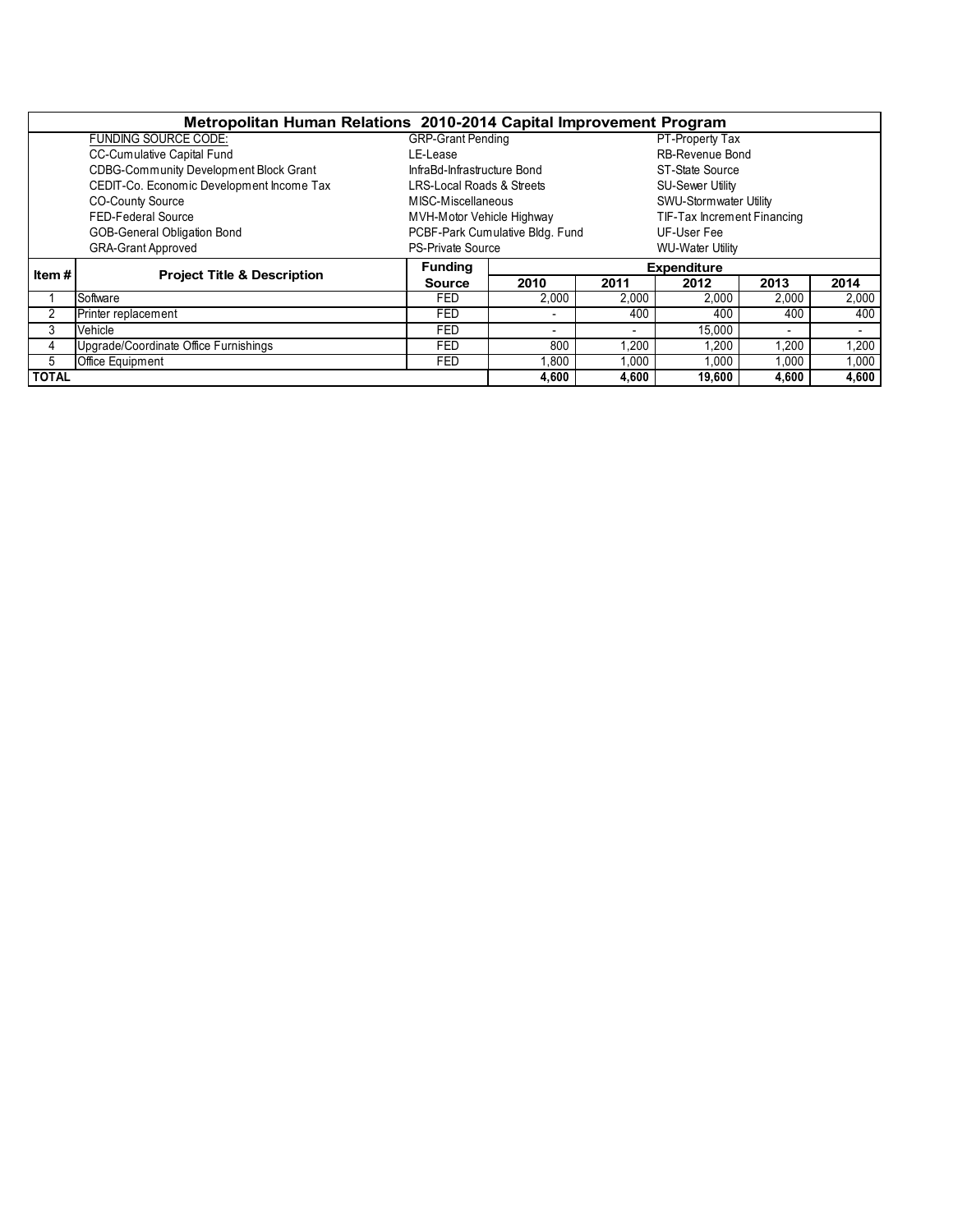# Metropolitan Human Relations 2010-2014 Capital Improvement Program

| FUNDING SOURCE CODE: | | |
|---|---|---|
| CC-Cumulative Capital Fund | GRP-Grant Pending | PT-Property Tax |
| CDBG-Community Development Block Grant | LE-Lease | RB-Revenue Bond |
| CEDIT-Co. Economic Development Income Tax | InfraBd-Infrastructure Bond | ST-State Source |
| CO-County Source | LRS-Local Roads & Streets | SU-Sewer Utility |
| FED-Federal Source | MISC-Miscellaneous | SWU-Stormwater Utility |
| GOB-General Obligation Bond | MVH-Motor Vehicle Highway | TIF-Tax Increment Financing |
| GRA-Grant Approved | PCBF-Park Cumulative Bldg. Fund | UF-User Fee |
| | PS-Private Source | WU-Water Utility |

| Item # | Project Title & Description | Funding Source | Expenditure | | | | |
|---|---|---|---|---|---|---|---|
| | | | 2010 | 2011 | 2012 | 2013 | 2014 |
| 1 | Software | FED | 2,000 | 2,000 | 2,000 | 2,000 | 2,000 |
| 2 | Printer replacement | FED | - | 400 | 400 | 400 | 400 |
| 3 | Vehicle | FED | - | - | 15,000 | - | - |
| 4 | Upgrade/Coordinate Office Furnishings | FED | 800 | 1,200 | 1,200 | 1,200 | 1,200 |
| 5 | Office Equipment | FED | 1,800 | 1,000 | 1,000 | 1,000 | 1,000 |
| **TOTAL** | | | **4,600** | **4,600** | **19,600** | **4,600** | **4,600** |